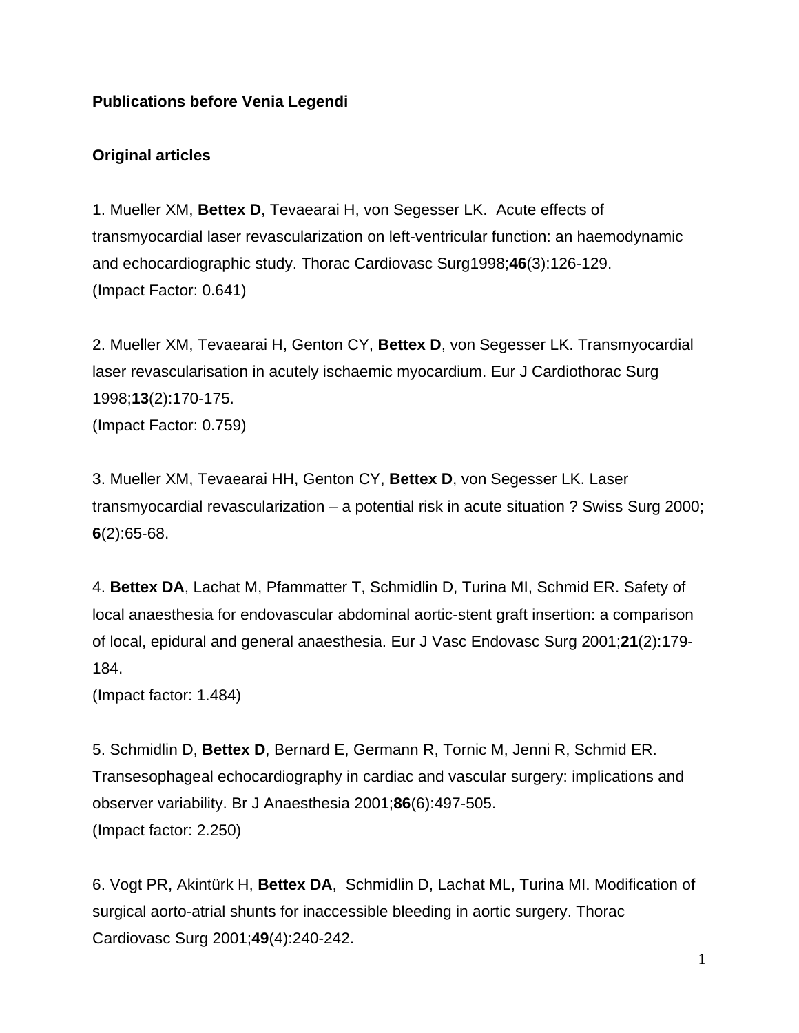**Publications before Venia Legendi**

**Original articles**

1. Mueller XM, **Bettex D**, Tevaearai H, von Segesser LK. Acute effects of transmyocardial laser revascularization on left-ventricular function: an haemodynamic and echocardiographic study. Thorac Cardiovasc Surg1998;**46**(3):126-129.
(Impact Factor: 0.641)

2. Mueller XM, Tevaearai H, Genton CY, **Bettex D**, von Segesser LK. Transmyocardial laser revascularisation in acutely ischaemic myocardium. Eur J Cardiothorac Surg 1998;**13**(2):170-175.
(Impact Factor: 0.759)

3. Mueller XM, Tevaearai HH, Genton CY, **Bettex D**, von Segesser LK. Laser transmyocardial revascularization – a potential risk in acute situation ? Swiss Surg 2000; **6**(2):65-68.

4. **Bettex DA**, Lachat M, Pfammatter T, Schmidlin D, Turina MI, Schmid ER. Safety of local anaesthesia for endovascular abdominal aortic-stent graft insertion: a comparison of local, epidural and general anaesthesia. Eur J Vasc Endovasc Surg 2001;**21**(2):179-184.
(Impact factor: 1.484)

5. Schmidlin D, **Bettex D**, Bernard E, Germann R, Tornic M, Jenni R, Schmid ER. Transesophageal echocardiography in cardiac and vascular surgery: implications and observer variability. Br J Anaesthesia 2001;**86**(6):497-505.
(Impact factor: 2.250)

6. Vogt PR, Akintürk H, **Bettex DA**, Schmidlin D, Lachat ML, Turina MI. Modification of surgical aorto-atrial shunts for inaccessible bleeding in aortic surgery. Thorac Cardiovasc Surg 2001;**49**(4):240-242.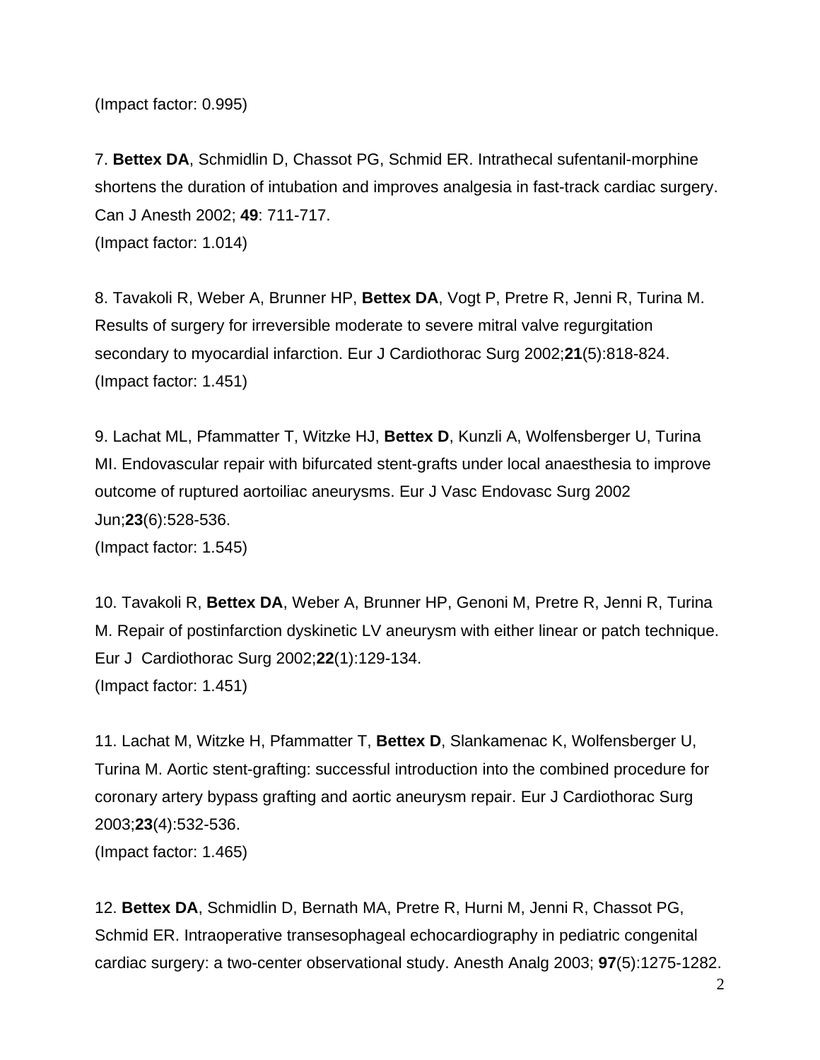(Impact factor: 0.995)

7. **Bettex DA**, Schmidlin D, Chassot PG, Schmid ER. Intrathecal sufentanil-morphine shortens the duration of intubation and improves analgesia in fast-track cardiac surgery. Can J Anesth 2002; **49**: 711-717.
(Impact factor: 1.014)

8. Tavakoli R, Weber A, Brunner HP, **Bettex DA**, Vogt P, Pretre R, Jenni R, Turina M. Results of surgery for irreversible moderate to severe mitral valve regurgitation secondary to myocardial infarction. Eur J Cardiothorac Surg 2002;**21**(5):818-824.
(Impact factor: 1.451)

9. Lachat ML, Pfammatter T, Witzke HJ, **Bettex D**, Kunzli A, Wolfensberger U, Turina MI. Endovascular repair with bifurcated stent-grafts under local anaesthesia to improve outcome of ruptured aortoiliac aneurysms. Eur J Vasc Endovasc Surg 2002 Jun;**23**(6):528-536.
(Impact factor: 1.545)

10. Tavakoli R, **Bettex DA**, Weber A, Brunner HP, Genoni M, Pretre R, Jenni R, Turina M. Repair of postinfarction dyskinetic LV aneurysm with either linear or patch technique. Eur J Cardiothorac Surg 2002;**22**(1):129-134.
(Impact factor: 1.451)

11. Lachat M, Witzke H, Pfammatter T, **Bettex D**, Slankamenac K, Wolfensberger U, Turina M. Aortic stent-grafting: successful introduction into the combined procedure for coronary artery bypass grafting and aortic aneurysm repair. Eur J Cardiothorac Surg 2003;**23**(4):532-536.
(Impact factor: 1.465)

12. **Bettex DA**, Schmidlin D, Bernath MA, Pretre R, Hurni M, Jenni R, Chassot PG, Schmid ER. Intraoperative transesophageal echocardiography in pediatric congenital cardiac surgery: a two-center observational study. Anesth Analg 2003; **97**(5):1275-1282.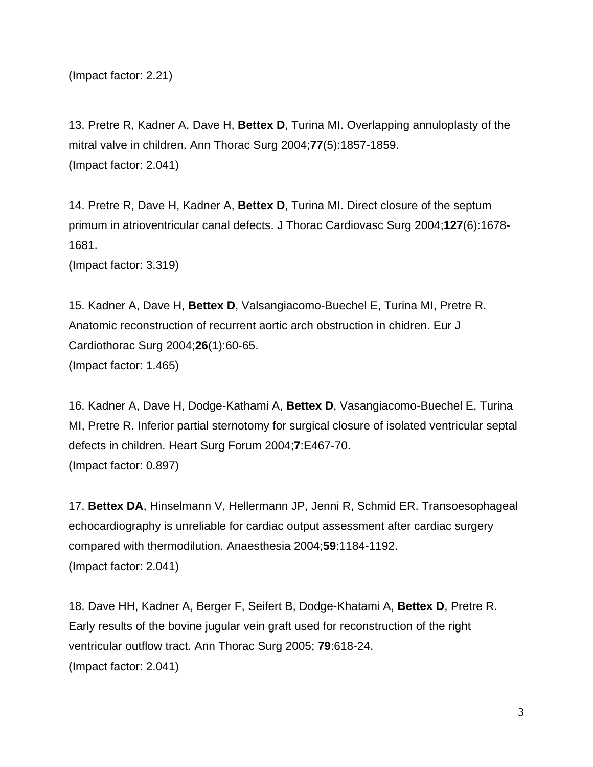(Impact factor: 2.21)

13. Pretre R, Kadner A, Dave H, **Bettex D**, Turina MI. Overlapping annuloplasty of the mitral valve in children. Ann Thorac Surg 2004;**77**(5):1857-1859.
(Impact factor: 2.041)

14. Pretre R, Dave H, Kadner A, **Bettex D**, Turina MI. Direct closure of the septum primum in atrioventricular canal defects. J Thorac Cardiovasc Surg 2004;**127**(6):1678-1681.
(Impact factor: 3.319)

15. Kadner A, Dave H, **Bettex D**, Valsangiacomo-Buechel E, Turina MI, Pretre R. Anatomic reconstruction of recurrent aortic arch obstruction in chidren. Eur J Cardiothorac Surg 2004;**26**(1):60-65.
(Impact factor: 1.465)

16. Kadner A, Dave H, Dodge-Kathami A, **Bettex D**, Vasangiacomo-Buechel E, Turina MI, Pretre R. Inferior partial sternotomy for surgical closure of isolated ventricular septal defects in children. Heart Surg Forum 2004;**7**:E467-70.
(Impact factor: 0.897)

17. **Bettex DA**, Hinselmann V, Hellermann JP, Jenni R, Schmid ER. Transoesophageal echocardiography is unreliable for cardiac output assessment after cardiac surgery compared with thermodilution. Anaesthesia 2004;**59**:1184-1192.
(Impact factor: 2.041)

18. Dave HH, Kadner A, Berger F, Seifert B, Dodge-Khatami A, **Bettex D**, Pretre R. Early results of the bovine jugular vein graft used for reconstruction of the right ventricular outflow tract. Ann Thorac Surg 2005; **79**:618-24.
(Impact factor: 2.041)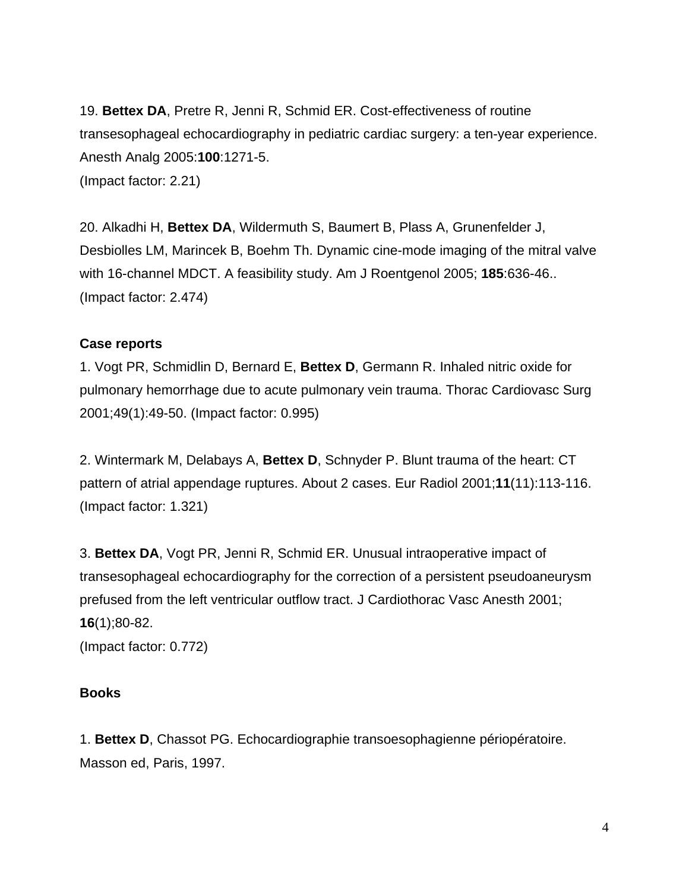19. **Bettex DA**, Pretre R, Jenni R, Schmid ER. Cost-effectiveness of routine transesophageal echocardiography in pediatric cardiac surgery: a ten-year experience. Anesth Analg 2005:**100**:1271-5.
(Impact factor: 2.21)

20. Alkadhi H, **Bettex DA**, Wildermuth S, Baumert B, Plass A, Grunenfelder J, Desbiolles LM, Marincek B, Boehm Th. Dynamic cine-mode imaging of the mitral valve with 16-channel MDCT. A feasibility study. Am J Roentgenol 2005; **185**:636-46..
(Impact factor: 2.474)

**Case reports**

1. Vogt PR, Schmidlin D, Bernard E, **Bettex D**, Germann R. Inhaled nitric oxide for pulmonary hemorrhage due to acute pulmonary vein trauma. Thorac Cardiovasc Surg 2001;49(1):49-50. (Impact factor: 0.995)

2. Wintermark M, Delabays A, **Bettex D**, Schnyder P. Blunt trauma of the heart: CT pattern of atrial appendage ruptures. About 2 cases. Eur Radiol 2001;**11**(11):113-116.
(Impact factor: 1.321)

3. **Bettex DA**, Vogt PR, Jenni R, Schmid ER. Unusual intraoperative impact of transesophageal echocardiography for the correction of a persistent pseudoaneurysm prefused from the left ventricular outflow tract. J Cardiothorac Vasc Anesth 2001; **16**(1);80-82.
(Impact factor: 0.772)

**Books**

1. **Bettex D**, Chassot PG. Echocardiographie transoesophagienne périopératoire. Masson ed, Paris, 1997.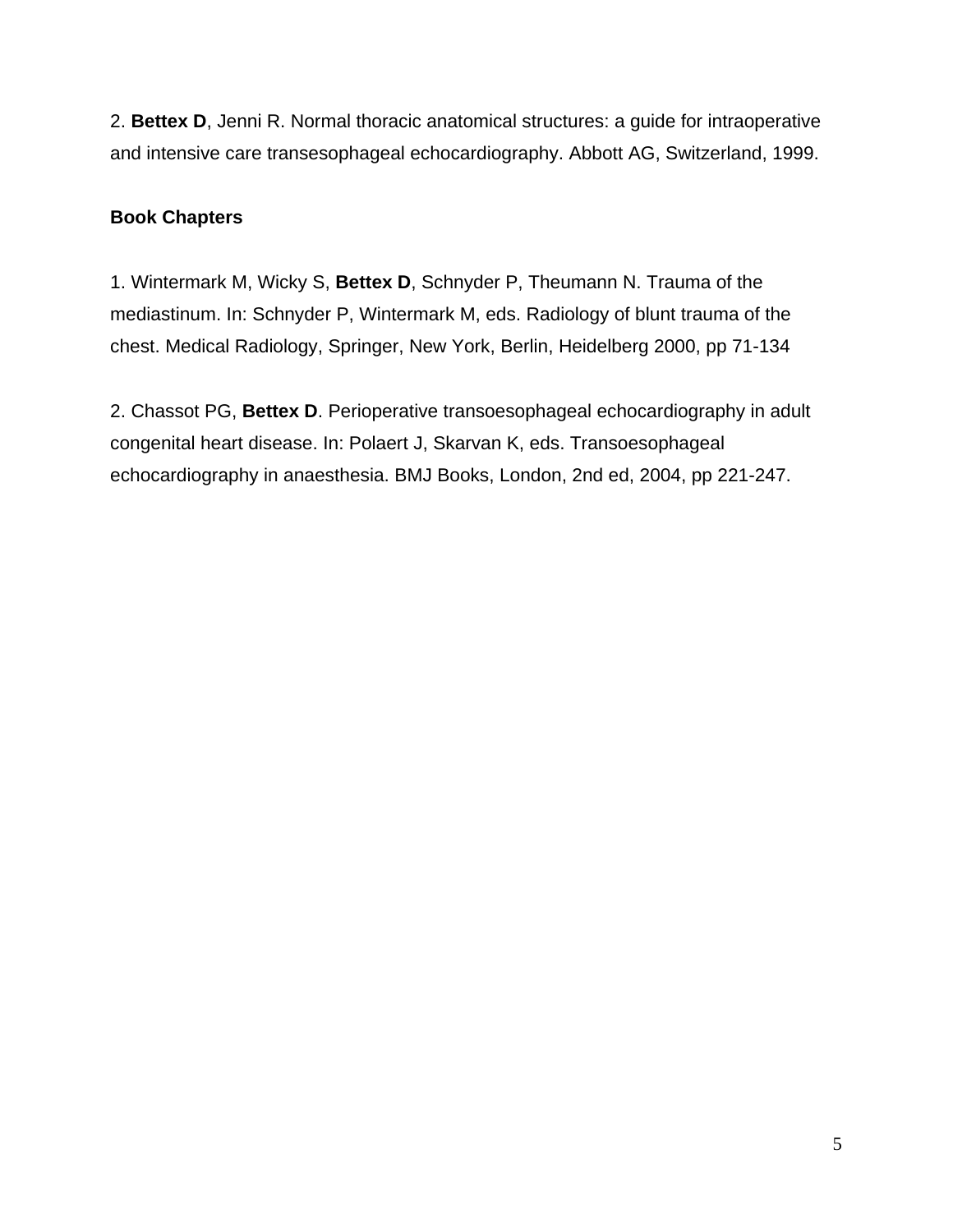2. **Bettex D**, Jenni R. Normal thoracic anatomical structures: a guide for intraoperative and intensive care transesophageal echocardiography. Abbott AG, Switzerland, 1999.

**Book Chapters**

1. Wintermark M, Wicky S, **Bettex D**, Schnyder P, Theumann N. Trauma of the mediastinum. In: Schnyder P, Wintermark M, eds. Radiology of blunt trauma of the chest. Medical Radiology, Springer, New York, Berlin, Heidelberg 2000, pp 71-134

2. Chassot PG, **Bettex D**. Perioperative transoesophageal echocardiography in adult congenital heart disease. In: Polaert J, Skarvan K, eds. Transoesophageal echocardiography in anaesthesia. BMJ Books, London, 2nd ed, 2004, pp 221-247.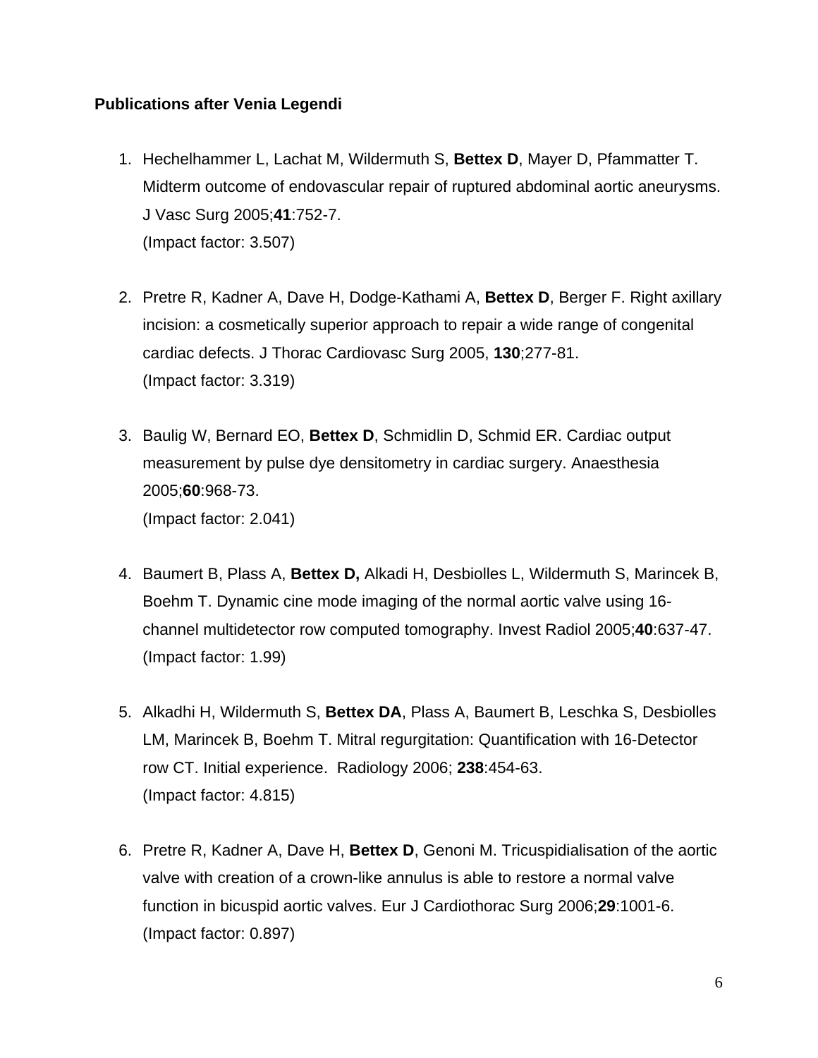**Publications after Venia Legendi**

1. Hechelhammer L, Lachat M, Wildermuth S, **Bettex D**, Mayer D, Pfammatter T. Midterm outcome of endovascular repair of ruptured abdominal aortic aneurysms. J Vasc Surg 2005;**41**:752-7.
   (Impact factor: 3.507)

2. Pretre R, Kadner A, Dave H, Dodge-Kathami A, **Bettex D**, Berger F. Right axillary incision: a cosmetically superior approach to repair a wide range of congenital cardiac defects. J Thorac Cardiovasc Surg 2005, **130**;277-81.
   (Impact factor: 3.319)

3. Baulig W, Bernard EO, **Bettex D**, Schmidlin D, Schmid ER. Cardiac output measurement by pulse dye densitometry in cardiac surgery. Anaesthesia 2005;**60**:968-73.
   (Impact factor: 2.041)

4. Baumert B, Plass A, **Bettex D,** Alkadi H, Desbiolles L, Wildermuth S, Marincek B, Boehm T. Dynamic cine mode imaging of the normal aortic valve using 16-channel multidetector row computed tomography. Invest Radiol 2005;**40**:637-47.
   (Impact factor: 1.99)

5. Alkadhi H, Wildermuth S, **Bettex DA**, Plass A, Baumert B, Leschka S, Desbiolles LM, Marincek B, Boehm T. Mitral regurgitation: Quantification with 16-Detector row CT. Initial experience. Radiology 2006; **238**:454-63.
   (Impact factor: 4.815)

6. Pretre R, Kadner A, Dave H, **Bettex D**, Genoni M. Tricuspidialisation of the aortic valve with creation of a crown-like annulus is able to restore a normal valve function in bicuspid aortic valves. Eur J Cardiothorac Surg 2006;**29**:1001-6.
   (Impact factor: 0.897)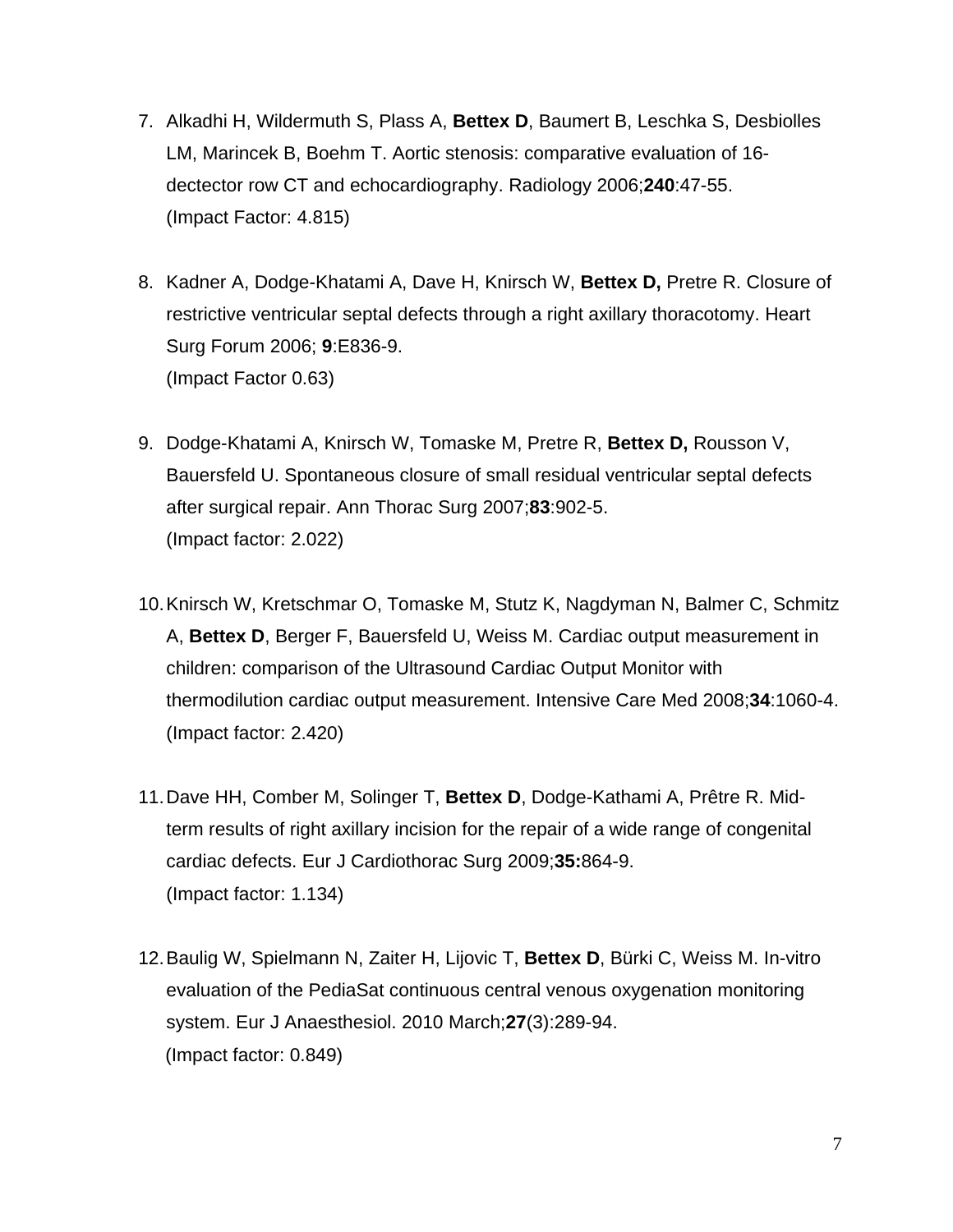7. Alkadhi H, Wildermuth S, Plass A, **Bettex D**, Baumert B, Leschka S, Desbiolles LM, Marincek B, Boehm T. Aortic stenosis: comparative evaluation of 16-dectector row CT and echocardiography. Radiology 2006;**240**:47-55.
   (Impact Factor: 4.815)

8. Kadner A, Dodge-Khatami A, Dave H, Knirsch W, **Bettex D,** Pretre R. Closure of restrictive ventricular septal defects through a right axillary thoracotomy. Heart Surg Forum 2006; **9**:E836-9.
   (Impact Factor 0.63)

9. Dodge-Khatami A, Knirsch W, Tomaske M, Pretre R, **Bettex D,** Rousson V, Bauersfeld U. Spontaneous closure of small residual ventricular septal defects after surgical repair. Ann Thorac Surg 2007;**83**:902-5.
   (Impact factor: 2.022)

10. Knirsch W, Kretschmar O, Tomaske M, Stutz K, Nagdyman N, Balmer C, Schmitz A, **Bettex D**, Berger F, Bauersfeld U, Weiss M. Cardiac output measurement in children: comparison of the Ultrasound Cardiac Output Monitor with thermodilution cardiac output measurement. Intensive Care Med 2008;**34**:1060-4.
    (Impact factor: 2.420)

11. Dave HH, Comber M, Solinger T, **Bettex D**, Dodge-Kathami A, Prêtre R. Mid-term results of right axillary incision for the repair of a wide range of congenital cardiac defects. Eur J Cardiothorac Surg 2009;**35:**864-9.
    (Impact factor: 1.134)

12. Baulig W, Spielmann N, Zaiter H, Lijovic T, **Bettex D**, Bürki C, Weiss M. In-vitro evaluation of the PediaSat continuous central venous oxygenation monitoring system. Eur J Anaesthesiol. 2010 March;**27**(3):289-94.
    (Impact factor: 0.849)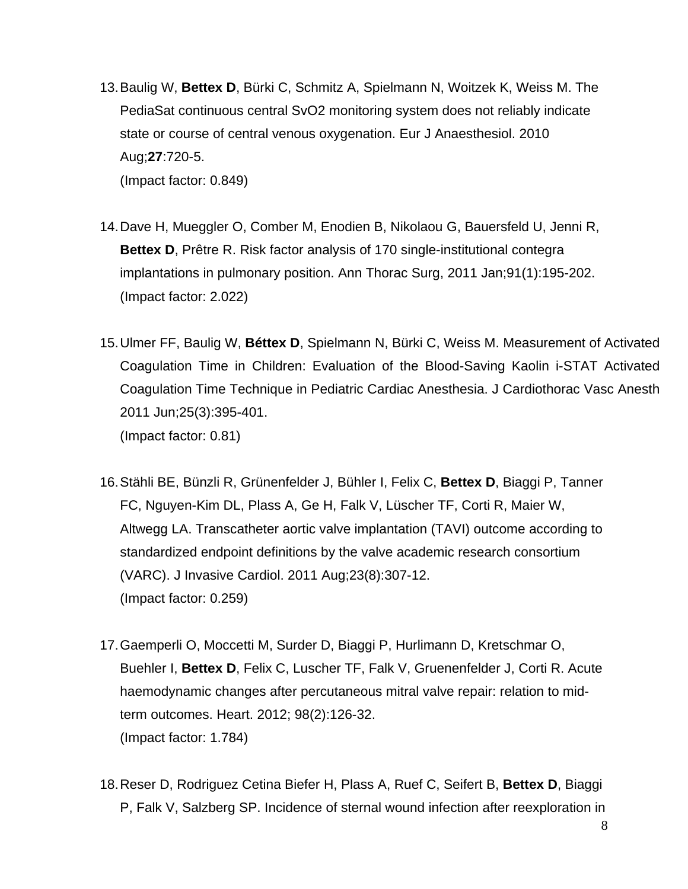13. Baulig W, **Bettex D**, Bürki C, Schmitz A, Spielmann N, Woitzek K, Weiss M. The PediaSat continuous central SvO2 monitoring system does not reliably indicate state or course of central venous oxygenation. Eur J Anaesthesiol. 2010 Aug;**27**:720-5.
    (Impact factor: 0.849)

14. Dave H, Mueggler O, Comber M, Enodien B, Nikolaou G, Bauersfeld U, Jenni R, **Bettex D**, Prêtre R. Risk factor analysis of 170 single-institutional contegra implantations in pulmonary position. Ann Thorac Surg, 2011 Jan;91(1):195-202.
    (Impact factor: 2.022)

15. Ulmer FF, Baulig W, **Béttex D**, Spielmann N, Bürki C, Weiss M. Measurement of Activated Coagulation Time in Children: Evaluation of the Blood-Saving Kaolin i-STAT Activated Coagulation Time Technique in Pediatric Cardiac Anesthesia. J Cardiothorac Vasc Anesth 2011 Jun;25(3):395-401.
    (Impact factor: 0.81)

16. Stähli BE, Bünzli R, Grünenfelder J, Bühler I, Felix C, **Bettex D**, Biaggi P, Tanner FC, Nguyen-Kim DL, Plass A, Ge H, Falk V, Lüscher TF, Corti R, Maier W, Altwegg LA. Transcatheter aortic valve implantation (TAVI) outcome according to standardized endpoint definitions by the valve academic research consortium (VARC). J Invasive Cardiol. 2011 Aug;23(8):307-12.
    (Impact factor: 0.259)

17. Gaemperli O, Moccetti M, Surder D, Biaggi P, Hurlimann D, Kretschmar O, Buehler I, **Bettex D**, Felix C, Luscher TF, Falk V, Gruenenfelder J, Corti R. Acute haemodynamic changes after percutaneous mitral valve repair: relation to mid-term outcomes. Heart. 2012; 98(2):126-32.
    (Impact factor: 1.784)

18. Reser D, Rodriguez Cetina Biefer H, Plass A, Ruef C, Seifert B, **Bettex D**, Biaggi P, Falk V, Salzberg SP. Incidence of sternal wound infection after reexploration in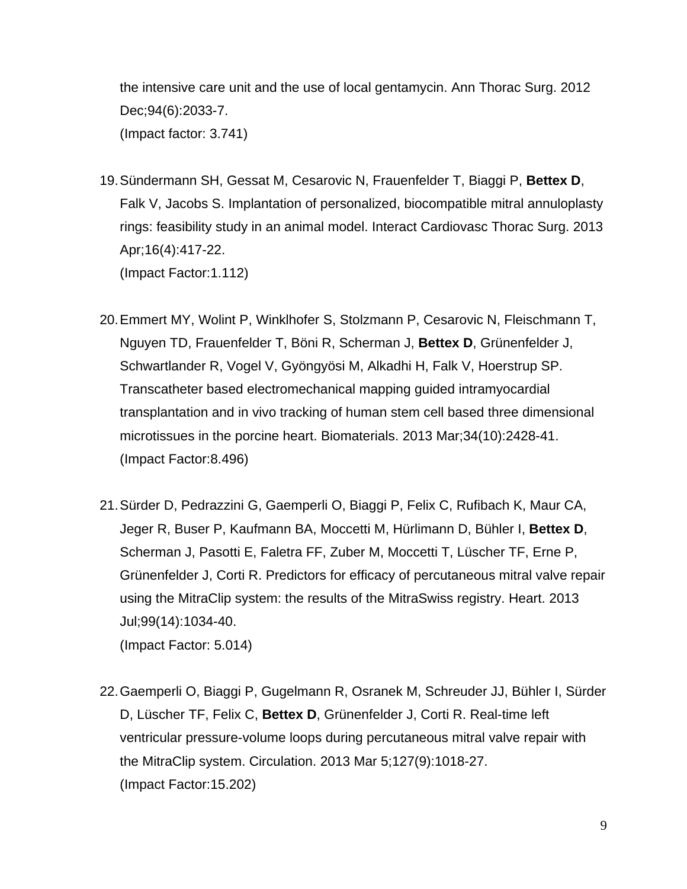the intensive care unit and the use of local gentamycin. Ann Thorac Surg. 2012 Dec;94(6):2033-7.
(Impact factor: 3.741)

19. Sündermann SH, Gessat M, Cesarovic N, Frauenfelder T, Biaggi P, **Bettex D**, Falk V, Jacobs S. Implantation of personalized, biocompatible mitral annuloplasty rings: feasibility study in an animal model. Interact Cardiovasc Thorac Surg. 2013 Apr;16(4):417-22.
(Impact Factor:1.112)

20. Emmert MY, Wolint P, Winklhofer S, Stolzmann P, Cesarovic N, Fleischmann T, Nguyen TD, Frauenfelder T, Böni R, Scherman J, **Bettex D**, Grünenfelder J, Schwartlander R, Vogel V, Gyöngyösi M, Alkadhi H, Falk V, Hoerstrup SP. Transcatheter based electromechanical mapping guided intramyocardial transplantation and in vivo tracking of human stem cell based three dimensional microtissues in the porcine heart. Biomaterials. 2013 Mar;34(10):2428-41.
(Impact Factor:8.496)

21. Sürder D, Pedrazzini G, Gaemperli O, Biaggi P, Felix C, Rufibach K, Maur CA, Jeger R, Buser P, Kaufmann BA, Moccetti M, Hürlimann D, Bühler I, **Bettex D**, Scherman J, Pasotti E, Faletra FF, Zuber M, Moccetti T, Lüscher TF, Erne P, Grünenfelder J, Corti R. Predictors for efficacy of percutaneous mitral valve repair using the MitraClip system: the results of the MitraSwiss registry. Heart. 2013 Jul;99(14):1034-40.
(Impact Factor: 5.014)

22. Gaemperli O, Biaggi P, Gugelmann R, Osranek M, Schreuder JJ, Bühler I, Sürder D, Lüscher TF, Felix C, **Bettex D**, Grünenfelder J, Corti R. Real-time left ventricular pressure-volume loops during percutaneous mitral valve repair with the MitraClip system. Circulation. 2013 Mar 5;127(9):1018-27.
(Impact Factor:15.202)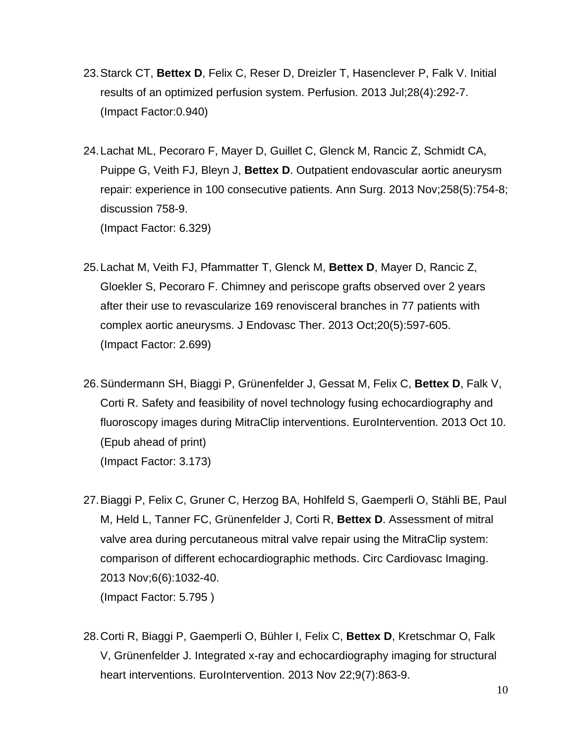23. Starck CT, **Bettex D**, Felix C, Reser D, Dreizler T, Hasenclever P, Falk V. Initial results of an optimized perfusion system. Perfusion. 2013 Jul;28(4):292-7.
    (Impact Factor:0.940)

24. Lachat ML, Pecoraro F, Mayer D, Guillet C, Glenck M, Rancic Z, Schmidt CA, Puippe G, Veith FJ, Bleyn J, **Bettex D**. Outpatient endovascular aortic aneurysm repair: experience in 100 consecutive patients. Ann Surg. 2013 Nov;258(5):754-8; discussion 758-9.
    (Impact Factor: 6.329)

25. Lachat M, Veith FJ, Pfammatter T, Glenck M, **Bettex D**, Mayer D, Rancic Z, Gloekler S, Pecoraro F. Chimney and periscope grafts observed over 2 years after their use to revascularize 169 renovisceral branches in 77 patients with complex aortic aneurysms. J Endovasc Ther. 2013 Oct;20(5):597-605.
    (Impact Factor: 2.699)

26. Sündermann SH, Biaggi P, Grünenfelder J, Gessat M, Felix C, **Bettex D**, Falk V, Corti R. Safety and feasibility of novel technology fusing echocardiography and fluoroscopy images during MitraClip interventions. EuroIntervention. 2013 Oct 10. (Epub ahead of print)
    (Impact Factor: 3.173)

27. Biaggi P, Felix C, Gruner C, Herzog BA, Hohlfeld S, Gaemperli O, Stähli BE, Paul M, Held L, Tanner FC, Grünenfelder J, Corti R, **Bettex D**. Assessment of mitral valve area during percutaneous mitral valve repair using the MitraClip system: comparison of different echocardiographic methods. Circ Cardiovasc Imaging. 2013 Nov;6(6):1032-40.
    (Impact Factor: 5.795 )

28. Corti R, Biaggi P, Gaemperli O, Bühler I, Felix C, **Bettex D**, Kretschmar O, Falk V, Grünenfelder J. Integrated x-ray and echocardiography imaging for structural heart interventions. EuroIntervention. 2013 Nov 22;9(7):863-9.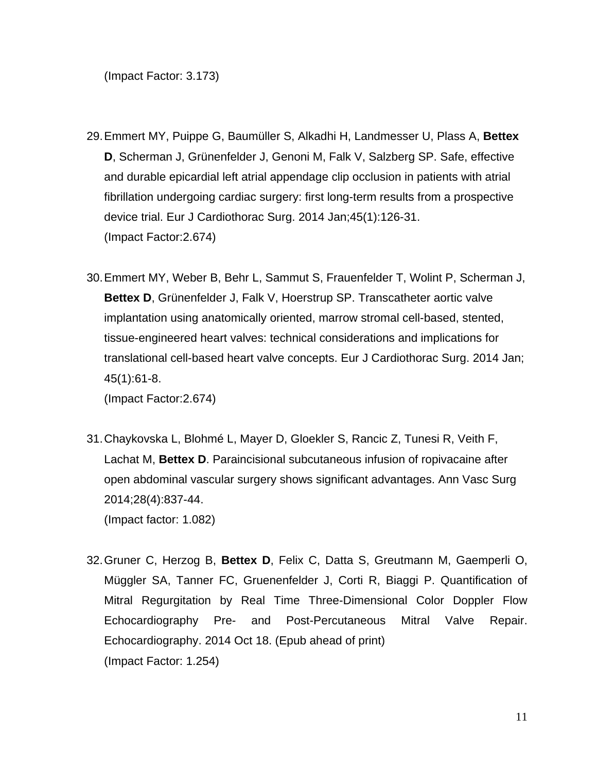(Impact Factor: 3.173)

29. Emmert MY, Puippe G, Baumüller S, Alkadhi H, Landmesser U, Plass A, **Bettex D**, Scherman J, Grünenfelder J, Genoni M, Falk V, Salzberg SP. Safe, effective and durable epicardial left atrial appendage clip occlusion in patients with atrial fibrillation undergoing cardiac surgery: first long-term results from a prospective device trial. Eur J Cardiothorac Surg. 2014 Jan;45(1):126-31.
(Impact Factor:2.674)

30. Emmert MY, Weber B, Behr L, Sammut S, Frauenfelder T, Wolint P, Scherman J, **Bettex D**, Grünenfelder J, Falk V, Hoerstrup SP. Transcatheter aortic valve implantation using anatomically oriented, marrow stromal cell-based, stented, tissue-engineered heart valves: technical considerations and implications for translational cell-based heart valve concepts. Eur J Cardiothorac Surg. 2014 Jan; 45(1):61-8.
(Impact Factor:2.674)

31. Chaykovska L, Blohmé L, Mayer D, Gloekler S, Rancic Z, Tunesi R, Veith F, Lachat M, **Bettex D**. Paraincisional subcutaneous infusion of ropivacaine after open abdominal vascular surgery shows significant advantages. Ann Vasc Surg 2014;28(4):837-44.
(Impact factor: 1.082)

32. Gruner C, Herzog B, **Bettex D**, Felix C, Datta S, Greutmann M, Gaemperli O, Müggler SA, Tanner FC, Gruenenfelder J, Corti R, Biaggi P. Quantification of Mitral Regurgitation by Real Time Three-Dimensional Color Doppler Flow Echocardiography Pre- and Post-Percutaneous Mitral Valve Repair. Echocardiography. 2014 Oct 18. (Epub ahead of print)
(Impact Factor: 1.254)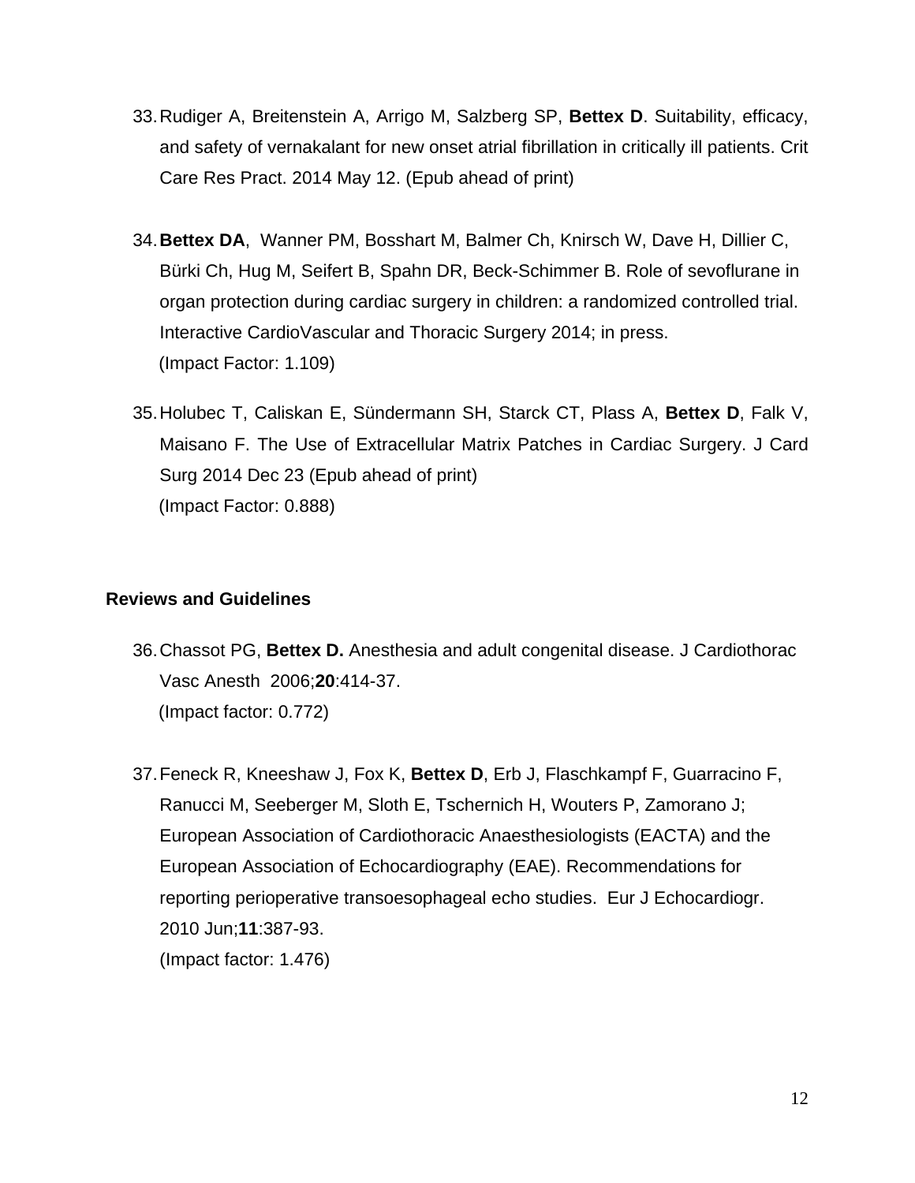33. Rudiger A, Breitenstein A, Arrigo M, Salzberg SP, **Bettex D**. Suitability, efficacy, and safety of vernakalant for new onset atrial fibrillation in critically ill patients. Crit Care Res Pract. 2014 May 12. (Epub ahead of print)

34. **Bettex DA**, Wanner PM, Bosshart M, Balmer Ch, Knirsch W, Dave H, Dillier C, Bürki Ch, Hug M, Seifert B, Spahn DR, Beck-Schimmer B. Role of sevoflurane in organ protection during cardiac surgery in children: a randomized controlled trial. Interactive CardioVascular and Thoracic Surgery 2014; in press.
(Impact Factor: 1.109)

35. Holubec T, Caliskan E, Sündermann SH, Starck CT, Plass A, **Bettex D**, Falk V, Maisano F. The Use of Extracellular Matrix Patches in Cardiac Surgery. J Card Surg 2014 Dec 23 (Epub ahead of print)
(Impact Factor: 0.888)

**Reviews and Guidelines**

36. Chassot PG, **Bettex D.** Anesthesia and adult congenital disease. J Cardiothorac Vasc Anesth 2006;**20**:414-37.
(Impact factor: 0.772)

37. Feneck R, Kneeshaw J, Fox K, **Bettex D**, Erb J, Flaschkampf F, Guarracino F, Ranucci M, Seeberger M, Sloth E, Tschernich H, Wouters P, Zamorano J; European Association of Cardiothoracic Anaesthesiologists (EACTA) and the European Association of Echocardiography (EAE). Recommendations for reporting perioperative transoesophageal echo studies. Eur J Echocardiogr. 2010 Jun;**11**:387-93.
(Impact factor: 1.476)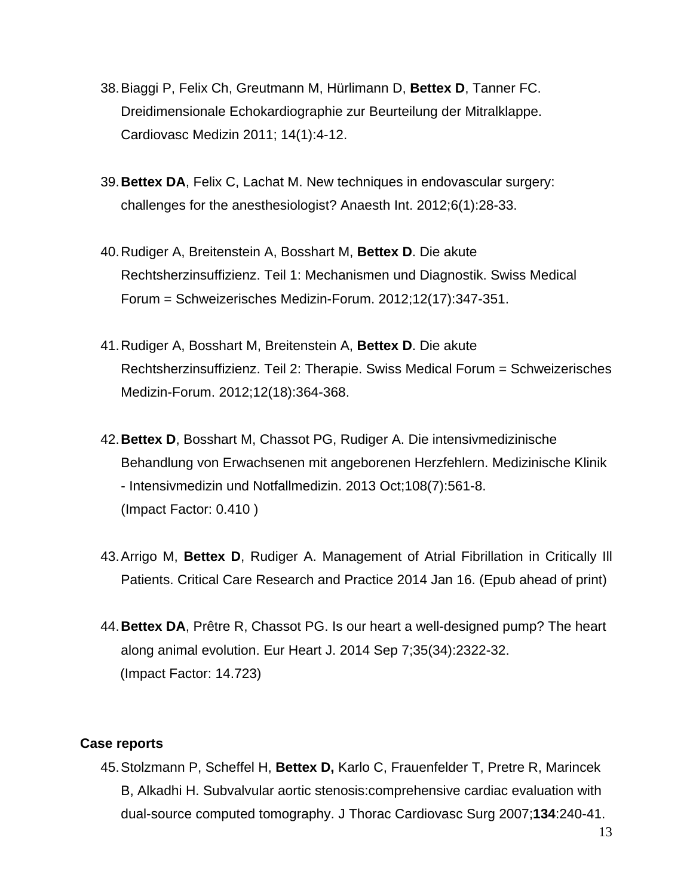38. Biaggi P, Felix Ch, Greutmann M, Hürlimann D, **Bettex D**, Tanner FC. Dreidimensionale Echokardiographie zur Beurteilung der Mitralklappe. Cardiovasc Medizin 2011; 14(1):4-12.

39. **Bettex DA**, Felix C, Lachat M. New techniques in endovascular surgery: challenges for the anesthesiologist? Anaesth Int. 2012;6(1):28-33.

40. Rudiger A, Breitenstein A, Bosshart M, **Bettex D**. Die akute Rechtsherzinsuffizienz. Teil 1: Mechanismen und Diagnostik. Swiss Medical Forum = Schweizerisches Medizin-Forum. 2012;12(17):347-351.

41. Rudiger A, Bosshart M, Breitenstein A, **Bettex D**. Die akute Rechtsherzinsuffizienz. Teil 2: Therapie. Swiss Medical Forum = Schweizerisches Medizin-Forum. 2012;12(18):364-368.

42. **Bettex D**, Bosshart M, Chassot PG, Rudiger A. Die intensivmedizinische Behandlung von Erwachsenen mit angeborenen Herzfehlern. Medizinische Klinik - Intensivmedizin und Notfallmedizin. 2013 Oct;108(7):561-8.
(Impact Factor: 0.410 )

43. Arrigo M, **Bettex D**, Rudiger A. Management of Atrial Fibrillation in Critically Ill Patients. Critical Care Research and Practice 2014 Jan 16. (Epub ahead of print)

44. **Bettex DA**, Prêtre R, Chassot PG. Is our heart a well-designed pump? The heart along animal evolution. Eur Heart J. 2014 Sep 7;35(34):2322-32.
(Impact Factor: 14.723)

**Case reports**

45. Stolzmann P, Scheffel H, **Bettex D,** Karlo C, Frauenfelder T, Pretre R, Marincek B, Alkadhi H. Subvalvular aortic stenosis:comprehensive cardiac evaluation with dual-source computed tomography. J Thorac Cardiovasc Surg 2007;**134**:240-41.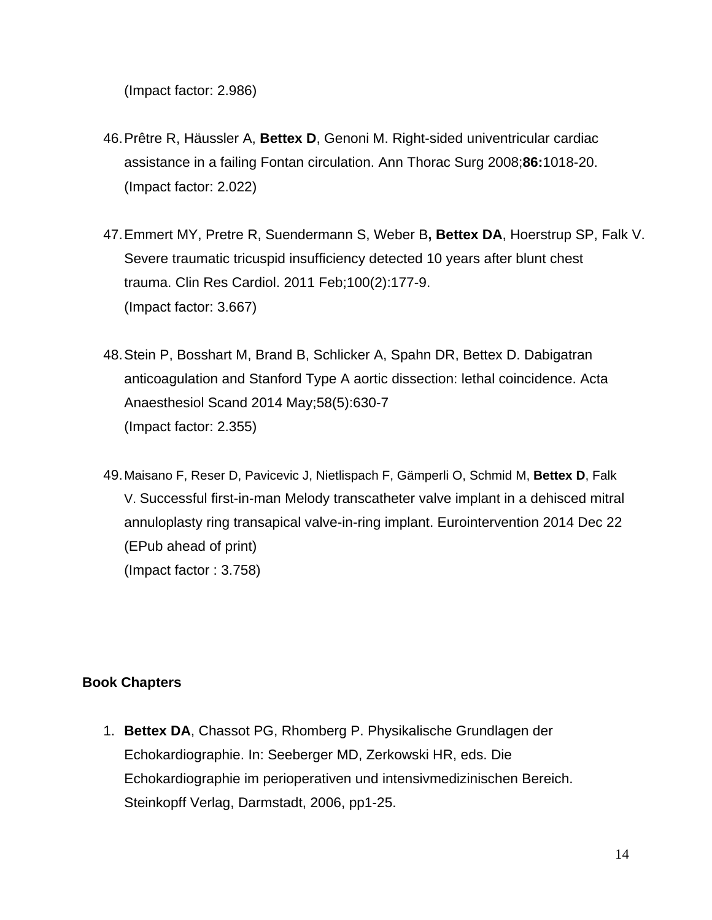(Impact factor: 2.986)

46. Prêtre R, Häussler A, **Bettex D**, Genoni M. Right-sided univentricular cardiac assistance in a failing Fontan circulation. Ann Thorac Surg 2008;**86:**1018-20.
    (Impact factor: 2.022)

47. Emmert MY, Pretre R, Suendermann S, Weber B**, Bettex DA**, Hoerstrup SP, Falk V. Severe traumatic tricuspid insufficiency detected 10 years after blunt chest trauma. Clin Res Cardiol. 2011 Feb;100(2):177-9.
    (Impact factor: 3.667)

48. Stein P, Bosshart M, Brand B, Schlicker A, Spahn DR, Bettex D. Dabigatran anticoagulation and Stanford Type A aortic dissection: lethal coincidence. Acta Anaesthesiol Scand 2014 May;58(5):630-7
    (Impact factor: 2.355)

49. Maisano F, Reser D, Pavicevic J, Nietlispach F, Gämperli O, Schmid M, **Bettex D**, Falk V. Successful first-in-man Melody transcatheter valve implant in a dehisced mitral annuloplasty ring transapical valve-in-ring implant. Eurointervention 2014 Dec 22 (EPub ahead of print)
    (Impact factor : 3.758)

**Book Chapters**

1. **Bettex DA**, Chassot PG, Rhomberg P. Physikalische Grundlagen der Echokardiographie. In: Seeberger MD, Zerkowski HR, eds. Die Echokardiographie im perioperativen und intensivmedizinischen Bereich. Steinkopff Verlag, Darmstadt, 2006, pp1-25.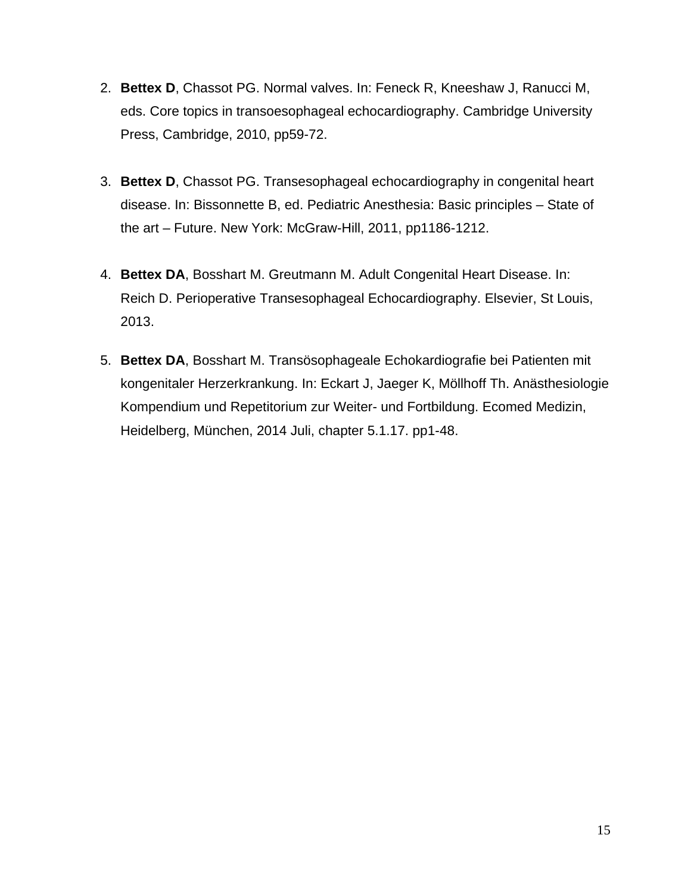2. **Bettex D**, Chassot PG. Normal valves. In: Feneck R, Kneeshaw J, Ranucci M, eds. Core topics in transoesophageal echocardiography. Cambridge University Press, Cambridge, 2010, pp59-72.

3. **Bettex D**, Chassot PG. Transesophageal echocardiography in congenital heart disease. In: Bissonnette B, ed. Pediatric Anesthesia: Basic principles – State of the art – Future. New York: McGraw-Hill, 2011, pp1186-1212.

4. **Bettex DA**, Bosshart M. Greutmann M. Adult Congenital Heart Disease. In: Reich D. Perioperative Transesophageal Echocardiography. Elsevier, St Louis, 2013.

5. **Bettex DA**, Bosshart M. Transösophageale Echokardiografie bei Patienten mit kongenitaler Herzerkrankung. In: Eckart J, Jaeger K, Möllhoff Th. Anästhesiologie Kompendium und Repetitorium zur Weiter- und Fortbildung. Ecomed Medizin, Heidelberg, München, 2014 Juli, chapter 5.1.17. pp1-48.